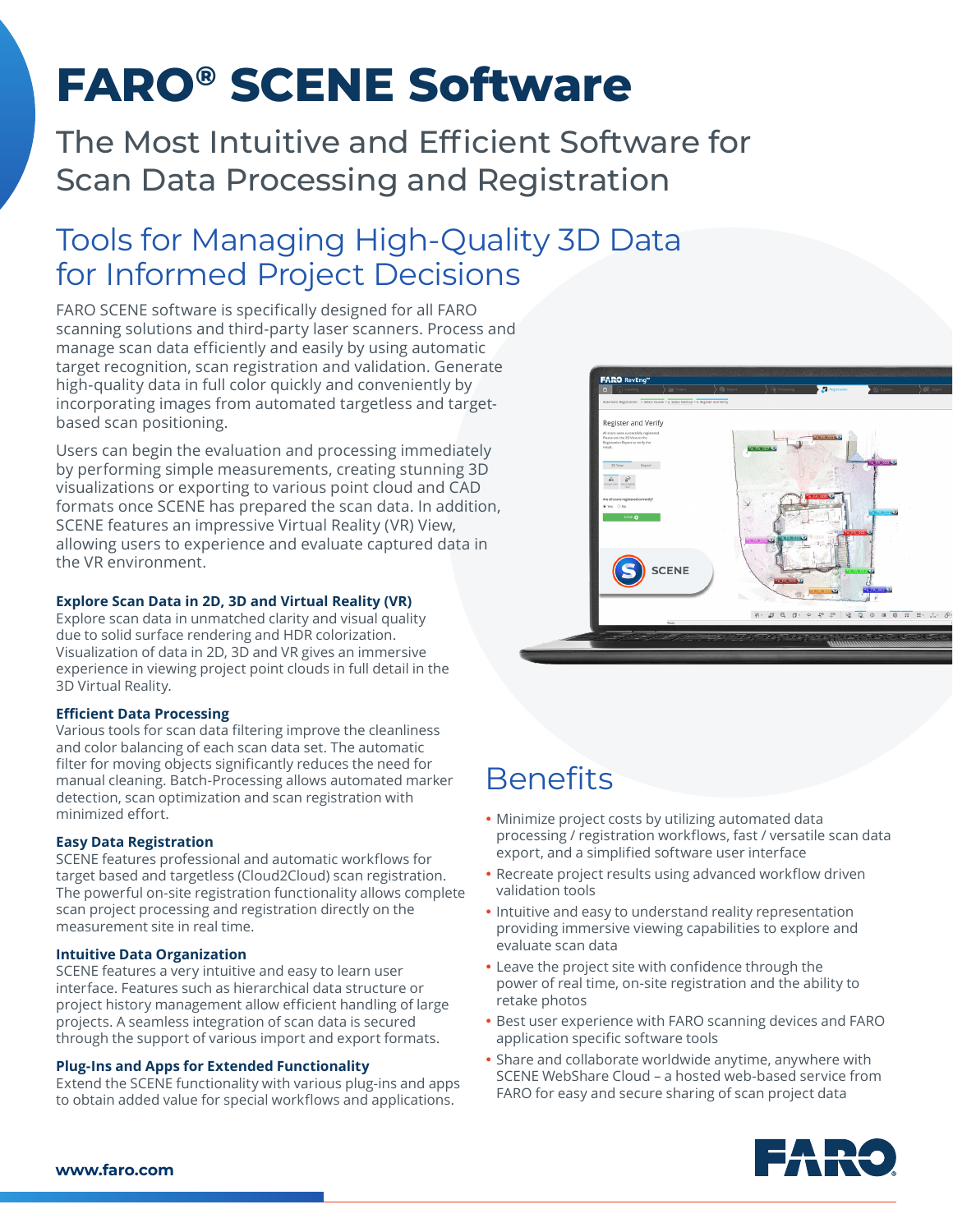# FARO® SCENE Software

## The Most Intuitive and Efficient Software for Scan Data Processing and Registration

## Tools for Managing High-Quality 3D Data for Informed Project Decisions

FARO SCENE software is specifically designed for all FARO scanning solutions and third-party laser scanners. Process and manage scan data efficiently and easily by using automatic target recognition, scan registration and validation. Generate high-quality data in full color quickly and conveniently by incorporating images from automated targetless and target-based scan positioning.

Users can begin the evaluation and processing immediately by performing simple measurements, creating stunning 3D visualizations or exporting to various point cloud and CAD formats once SCENE has prepared the scan data. In addition, SCENE features an impressive Virtual Reality (VR) View, allowing users to experience and evaluate captured data in the VR environment.

### Explore Scan Data in 2D, 3D and Virtual Reality (VR)

Explore scan data in unmatched clarity and visual quality due to solid surface rendering and HDR colorization. Visualization of data in 2D, 3D and VR gives an immersive experience in viewing project point clouds in full detail in the 3D Virtual Reality.

### Efficient Data Processing

Various tools for scan data filtering improve the cleanliness and color balancing of each scan data set. The automatic filter for moving objects significantly reduces the need for manual cleaning. Batch-Processing allows automated marker detection, scan optimization and scan registration with minimized effort.

### Easy Data Registration

SCENE features professional and automatic workflows for target based and targetless (Cloud2Cloud) scan registration. The powerful on-site registration functionality allows complete scan project processing and registration directly on the measurement site in real time.

### Intuitive Data Organization

SCENE features a very intuitive and easy to learn user interface. Features such as hierarchical data structure or project history management allow efficient handling of large projects. A seamless integration of scan data is secured through the support of various import and export formats.

### Plug-Ins and Apps for Extended Functionality

Extend the SCENE functionality with various plug-ins and apps to obtain added value for special workflows and applications.

## Benefits

- Minimize project costs by utilizing automated data processing / registration workflows, fast / versatile scan data export, and a simplified software user interface
- Recreate project results using advanced workflow driven validation tools
- Intuitive and easy to understand reality representation providing immersive viewing capabilities to explore and evaluate scan data
- Leave the project site with confidence through the power of real time, on-site registration and the ability to retake photos
- Best user experience with FARO scanning devices and FARO application specific software tools
- Share and collaborate worldwide anytime, anywhere with SCENE WebShare Cloud – a hosted web-based service from FARO for easy and secure sharing of scan project data

www.faro.com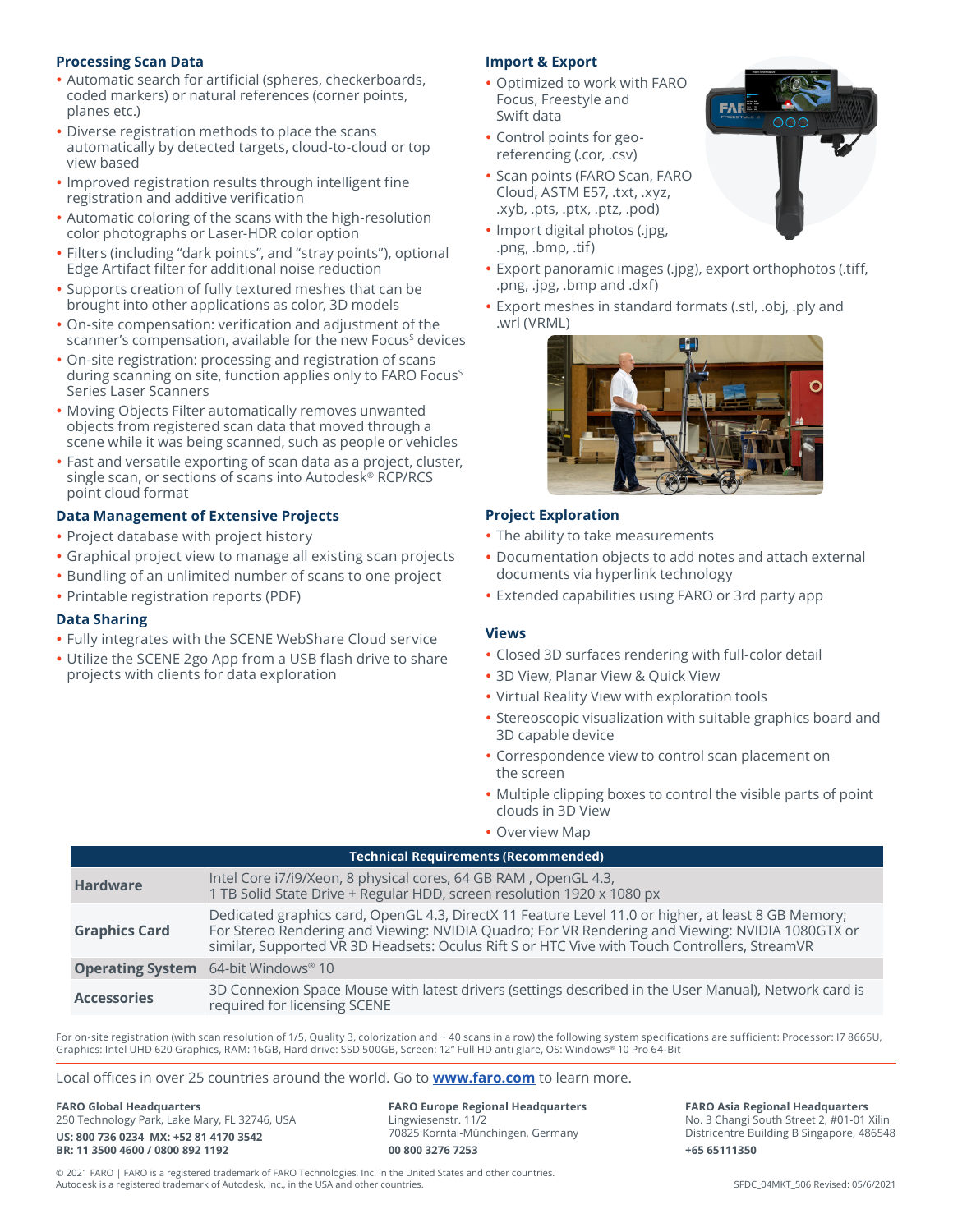## Processing Scan Data

- Automatic search for artificial (spheres, checkerboards, coded markers) or natural references (corner points, planes etc.)
- Diverse registration methods to place the scans automatically by detected targets, cloud-to-cloud or top view based
- Improved registration results through intelligent fine registration and additive verification
- Automatic coloring of the scans with the high-resolution color photographs or Laser-HDR color option
- Filters (including "dark points", and "stray points"), optional Edge Artifact filter for additional noise reduction
- Supports creation of fully textured meshes that can be brought into other applications as color, 3D models
- On-site compensation: verification and adjustment of the scanner's compensation, available for the new Focus[S] devices
- On-site registration: processing and registration of scans during scanning on site, function applies only to FARO Focus[S] Series Laser Scanners
- Moving Objects Filter automatically removes unwanted objects from registered scan data that moved through a scene while it was being scanned, such as people or vehicles
- Fast and versatile exporting of scan data as a project, cluster, single scan, or sections of scans into Autodesk® RCP/RCS point cloud format

## Data Management of Extensive Projects

- Project database with project history
- Graphical project view to manage all existing scan projects
- Bundling of an unlimited number of scans to one project
- Printable registration reports (PDF)

## Data Sharing

- Fully integrates with the SCENE WebShare Cloud service
- Utilize the SCENE 2go App from a USB flash drive to share projects with clients for data exploration

## Import & Export

- Optimized to work with FARO Focus, Freestyle and Swift data
- Control points for geo-referencing (.cor, .csv)
- Scan points (FARO Scan, FARO Cloud, ASTM E57, .txt, .xyz, .xyb, .pts, .ptx, .ptz, .pod)
- Import digital photos (.jpg, .png, .bmp, .tif)
- Export panoramic images (.jpg), export orthophotos (.tiff, .png, .jpg, .bmp and .dxf)
- Export meshes in standard formats (.stl, .obj, .ply and .wrl (VRML)

## Project Exploration

- The ability to take measurements
- Documentation objects to add notes and attach external documents via hyperlink technology
- Extended capabilities using FARO or 3rd party app

## Views

- Closed 3D surfaces rendering with full-color detail
- 3D View, Planar View & Quick View
- Virtual Reality View with exploration tools
- Stereoscopic visualization with suitable graphics board and 3D capable device
- Correspondence view to control scan placement on the screen
- Multiple clipping boxes to control the visible parts of point clouds in 3D View
- Overview Map

| Technical Requirements (Recommended) | |
|---|---|
| **Hardware** | Intel Core i7/i9/Xeon, 8 physical cores, 64 GB RAM , OpenGL 4.3, 1 TB Solid State Drive + Regular HDD, screen resolution 1920 x 1080 px |
| **Graphics Card** | Dedicated graphics card, OpenGL 4.3, DirectX 11 Feature Level 11.0 or higher, at least 8 GB Memory; For Stereo Rendering and Viewing: NVIDIA Quadro; For VR Rendering and Viewing: NVIDIA 1080GTX or similar, Supported VR 3D Headsets: Oculus Rift S or HTC Vive with Touch Controllers, StreamVR |
| **Operating System** | 64-bit Windows® 10 |
| **Accessories** | 3D Connexion Space Mouse with latest drivers (settings described in the User Manual), Network card is required for licensing SCENE |

For on-site registration (with scan resolution of 1/5, Quality 3, colorization and ~ 40 scans in a row) the following system specifications are sufficient: Processor: I7 8665U, Graphics: Intel UHD 620 Graphics, RAM: 16GB, Hard drive: SSD 500GB, Screen: 12" Full HD anti glare, OS: Windows® 10 Pro 64-Bit

Local offices in over 25 countries around the world. Go to **www.faro.com** to learn more.

**FARO Global Headquarters**
250 Technology Park, Lake Mary, FL 32746, USA
**US: 800 736 0234 MX: +52 81 4170 3542**
**BR: 11 3500 4600 / 0800 892 1192**

**FARO Europe Regional Headquarters**
Lingwiesenstr. 11/2
70825 Korntal-Münchingen, Germany
**00 800 3276 7253**

**FARO Asia Regional Headquarters**
No. 3 Changi South Street 2, #01-01 Xilin Districentre Building B Singapore, 486548
**+65 65111350**

© 2021 FARO | FARO is a registered trademark of FARO Technologies, Inc. in the United States and other countries.
Autodesk is a registered trademark of Autodesk, Inc., in the USA and other countries.

SFDC_04MKT_506 Revised: 05/6/2021